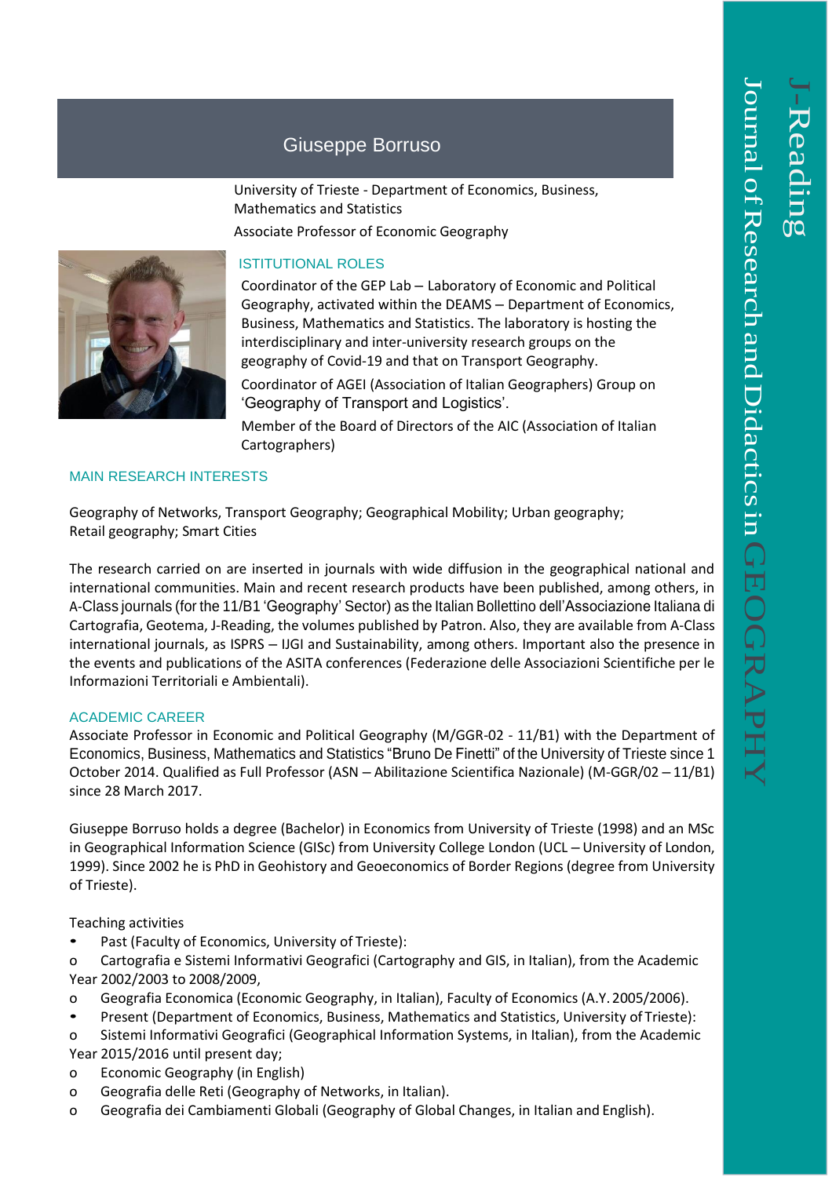# Giuseppe Borruso

University of Trieste - Department of Economics, Business, Mathematics and Statistics

Associate Professor of Economic Geography

## ISTITUTIONAL ROLES

Coordinator of the GEP Lab – Laboratory of Economic and Political Geography, activated within the DEAMS – Department of Economics, Business, Mathematics and Statistics. The laboratory is hosting the interdisciplinary and inter-university research groups on the geography of Covid-19 and that on Transport Geography.

Coordinator of AGEI (Association of Italian Geographers) Group on 'Geography of Transport and Logistics'.

Member of the Board of Directors of the AIC (Association of Italian Cartographers)

## MAIN RESEARCH INTERESTS

Geography of Networks, Transport Geography; Geographical Mobility; Urban geography; Retail geography; Smart Cities

The research carried on are inserted in journals with wide diffusion in the geographical national and international communities. Main and recent research products have been published, among others, in A-Class journals (for the 11/B1 'Geography' Sector) as the Italian Bollettino dell'Associazione Italiana di Cartografia, Geotema, J-Reading, the volumes published by Patron. Also, they are available from A-Class international journals, as ISPRS – IJGI and Sustainability, among others. Important also the presence in the events and publications of the ASITA conferences (Federazione delle Associazioni Scientifiche per le Informazioni Territoriali e Ambientali).

## ACADEMIC CAREER

Associate Professor in Economic and Political Geography (M/GGR-02 - 11/B1) with the Department of Economics, Business, Mathematics and Statistics "Bruno De Finetti" of the University of Trieste since 1 October 2014. Qualified as Full Professor (ASN – Abilitazione Scientifica Nazionale) (M-GGR/02 – 11/B1) since 28 March 2017.

Giuseppe Borruso holds a degree (Bachelor) in Economics from University of Trieste (1998) and an MSc in Geographical Information Science (GISc) from University College London (UCL – University of London, 1999). Since 2002 he is PhD in Geohistory and Geoeconomics of Border Regions (degree from University of Trieste).

Teaching activities

- Past (Faculty of Economics, University of Trieste):
  - Cartografia e Sistemi Informativi Geografici (Cartography and GIS, in Italian), from the Academic Year 2002/2003 to 2008/2009,
  - Geografia Economica (Economic Geography, in Italian), Faculty of Economics (A.Y. 2005/2006).
- Present (Department of Economics, Business, Mathematics and Statistics, University of Trieste):
  - Sistemi Informativi Geografici (Geographical Information Systems, in Italian), from the Academic Year 2015/2016 until present day;
  - Economic Geography (in English)
  - Geografia delle Reti (Geography of Networks, in Italian).
  - Geografia dei Cambiamenti Globali (Geography of Global Changes, in Italian and English).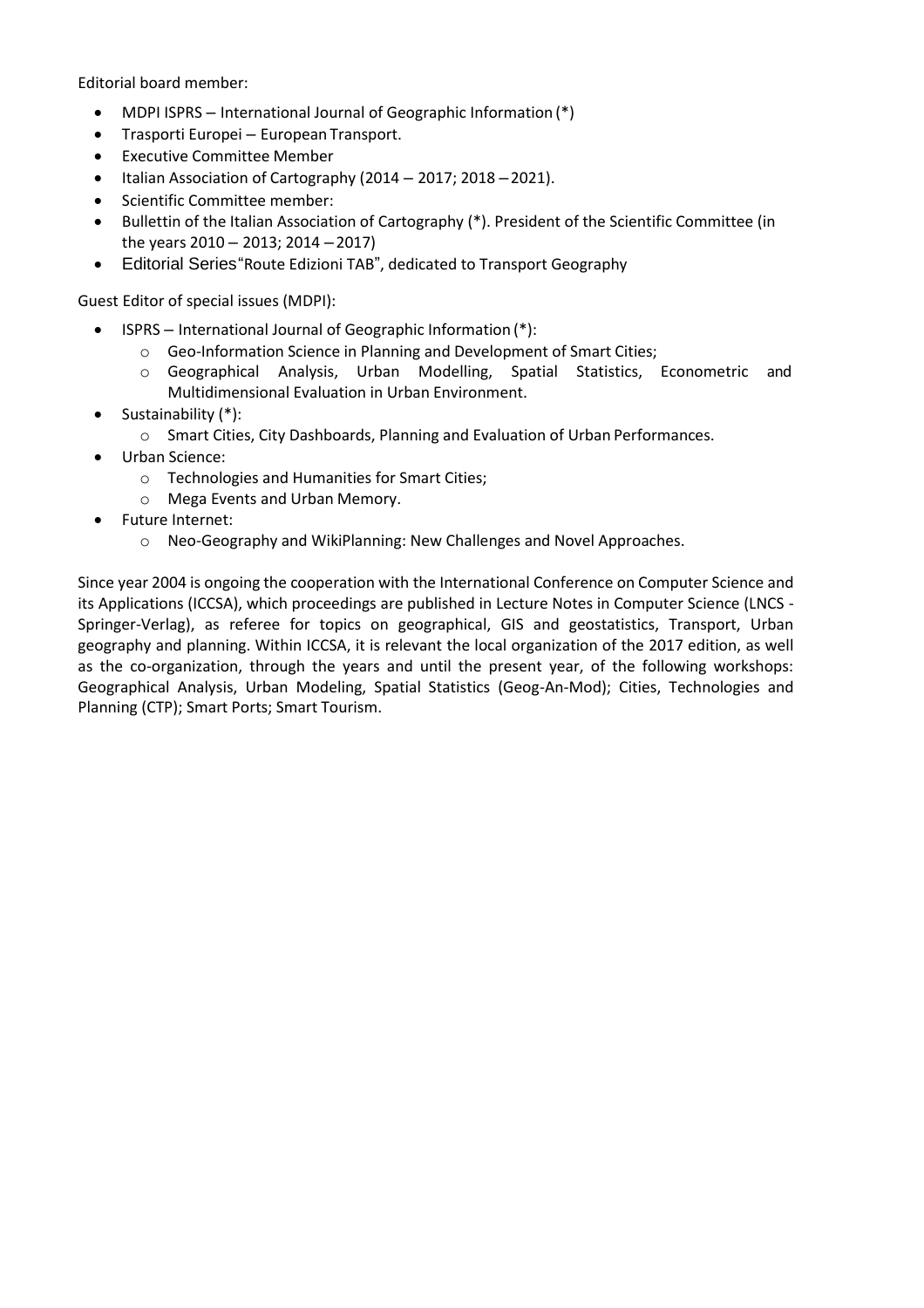Editorial board member:

- MDPI ISPRS – International Journal of Geographic Information (*)
- Trasporti Europei – European Transport.
- Executive Committee Member
- Italian Association of Cartography (2014 – 2017; 2018 – 2021).
- Scientific Committee member:
- Bullettin of the Italian Association of Cartography (*). President of the Scientific Committee (in the years 2010 – 2013; 2014 – 2017)
- Editorial Series "Route Edizioni TAB", dedicated to Transport Geography

Guest Editor of special issues (MDPI):

- ISPRS – International Journal of Geographic Information (*):
    - Geo-Information Science in Planning and Development of Smart Cities;
    - Geographical Analysis, Urban Modelling, Spatial Statistics, Econometric and Multidimensional Evaluation in Urban Environment.
- Sustainability (*):
    - Smart Cities, City Dashboards, Planning and Evaluation of Urban Performances.
- Urban Science:
    - Technologies and Humanities for Smart Cities;
    - Mega Events and Urban Memory.
- Future Internet:
    - Neo-Geography and WikiPlanning: New Challenges and Novel Approaches.

Since year 2004 is ongoing the cooperation with the International Conference on Computer Science and its Applications (ICCSA), which proceedings are published in Lecture Notes in Computer Science (LNCS - Springer-Verlag), as referee for topics on geographical, GIS and geostatistics, Transport, Urban geography and planning. Within ICCSA, it is relevant the local organization of the 2017 edition, as well as the co-organization, through the years and until the present year, of the following workshops: Geographical Analysis, Urban Modeling, Spatial Statistics (Geog-An-Mod); Cities, Technologies and Planning (CTP); Smart Ports; Smart Tourism.